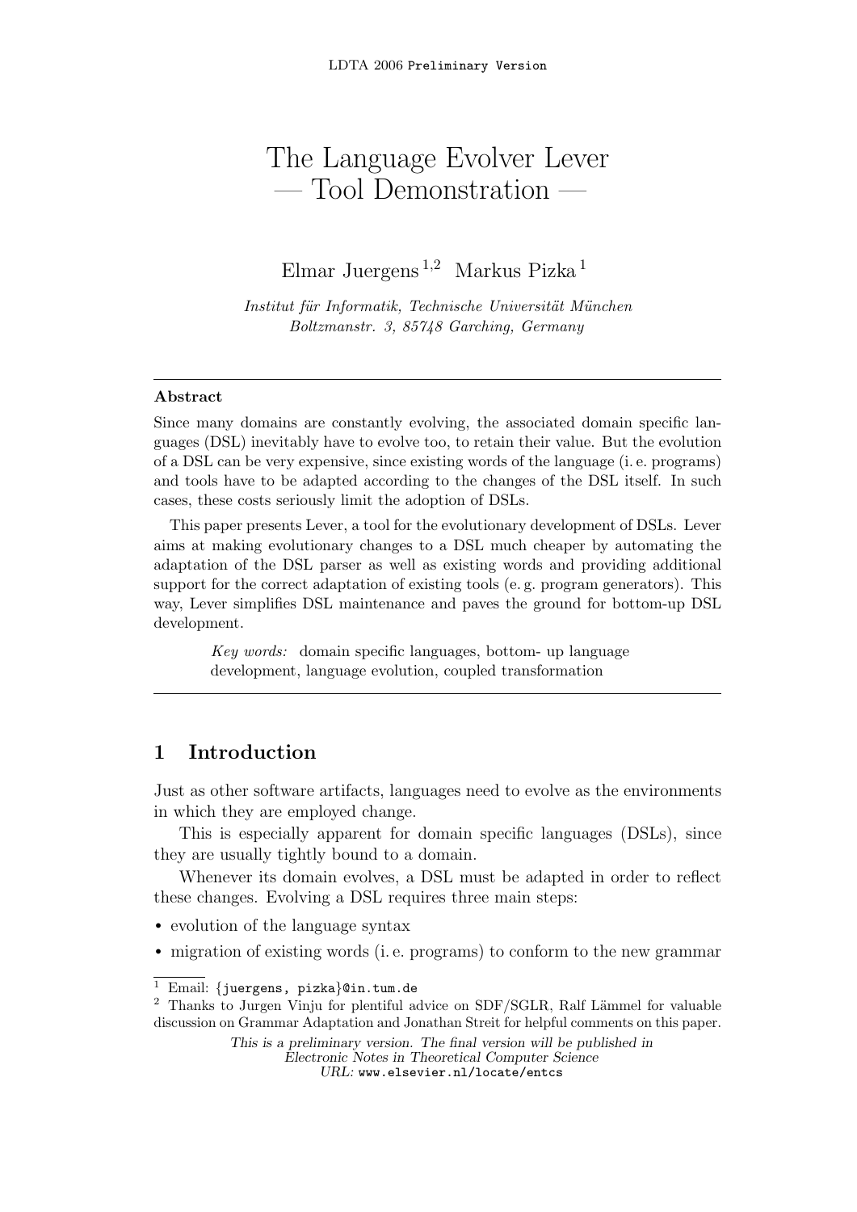# The Language Evolver Lever — Tool Demonstration —

Elmar Juergens [1,2] Markus Pizka [1]

*Institut für Informatik, Technische Universität München*
*Boltzmanstr. 3, 85748 Garching, Germany*

---

**Abstract**

Since many domains are constantly evolving, the associated domain specific languages (DSL) inevitably have to evolve too, to retain their value. But the evolution of a DSL can be very expensive, since existing words of the language (i. e. programs) and tools have to be adapted according to the changes of the DSL itself. In such cases, these costs seriously limit the adoption of DSLs.

This paper presents Lever, a tool for the evolutionary development of DSLs. Lever aims at making evolutionary changes to a DSL much cheaper by automating the adaptation of the DSL parser as well as existing words and providing additional support for the correct adaptation of existing tools (e. g. program generators). This way, Lever simplifies DSL maintenance and paves the ground for bottom-up DSL development.

*Key words:* domain specific languages, bottom- up language development, language evolution, coupled transformation

---

## 1 Introduction

Just as other software artifacts, languages need to evolve as the environments in which they are employed change.

This is especially apparent for domain specific languages (DSLs), since they are usually tightly bound to a domain.

Whenever its domain evolves, a DSL must be adapted in order to reflect these changes. Evolving a DSL requires three main steps:

- evolution of the language syntax
- migration of existing words (i. e. programs) to conform to the new grammar

---

[1] Email: {juergens, pizka}@in.tum.de

[2] Thanks to Jurgen Vinju for plentiful advice on SDF/SGLR, Ralf Lämmel for valuable discussion on Grammar Adaptation and Jonathan Streit for helpful comments on this paper.

*This is a preliminary version. The final version will be published in Electronic Notes in Theoretical Computer Science*
*URL:* www.elsevier.nl/locate/entcs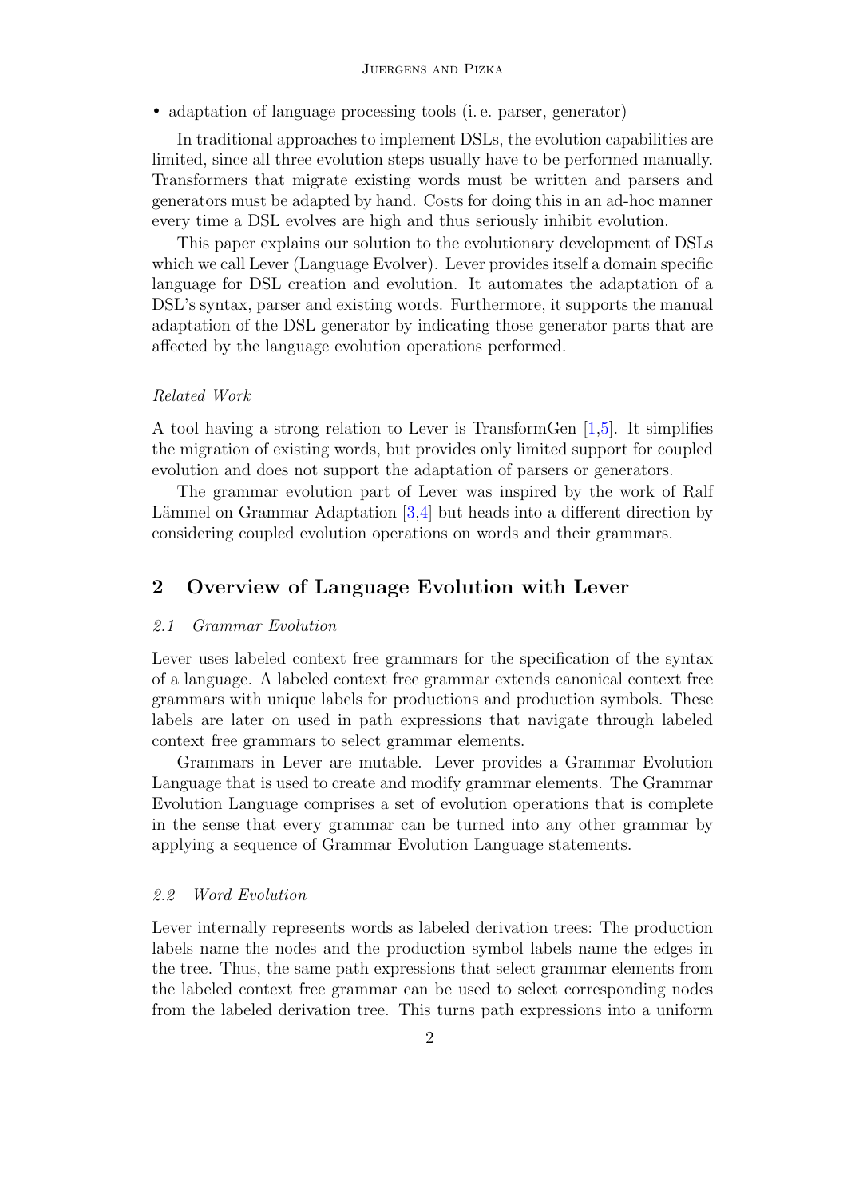- adaptation of language processing tools (i. e. parser, generator)

In traditional approaches to implement DSLs, the evolution capabilities are limited, since all three evolution steps usually have to be performed manually. Transformers that migrate existing words must be written and parsers and generators must be adapted by hand. Costs for doing this in an ad-hoc manner every time a DSL evolves are high and thus seriously inhibit evolution.

This paper explains our solution to the evolutionary development of DSLs which we call Lever (Language Evolver). Lever provides itself a domain specific language for DSL creation and evolution. It automates the adaptation of a DSL's syntax, parser and existing words. Furthermore, it supports the manual adaptation of the DSL generator by indicating those generator parts that are affected by the language evolution operations performed.

*Related Work*

A tool having a strong relation to Lever is TransformGen [1,5]. It simplifies the migration of existing words, but provides only limited support for coupled evolution and does not support the adaptation of parsers or generators.

The grammar evolution part of Lever was inspired by the work of Ralf Lämmel on Grammar Adaptation [3,4] but heads into a different direction by considering coupled evolution operations on words and their grammars.

## 2 Overview of Language Evolution with Lever

### *2.1 Grammar Evolution*

Lever uses labeled context free grammars for the specification of the syntax of a language. A labeled context free grammar extends canonical context free grammars with unique labels for productions and production symbols. These labels are later on used in path expressions that navigate through labeled context free grammars to select grammar elements.

Grammars in Lever are mutable. Lever provides a Grammar Evolution Language that is used to create and modify grammar elements. The Grammar Evolution Language comprises a set of evolution operations that is complete in the sense that every grammar can be turned into any other grammar by applying a sequence of Grammar Evolution Language statements.

### *2.2 Word Evolution*

Lever internally represents words as labeled derivation trees: The production labels name the nodes and the production symbol labels name the edges in the tree. Thus, the same path expressions that select grammar elements from the labeled context free grammar can be used to select corresponding nodes from the labeled derivation tree. This turns path expressions into a uniform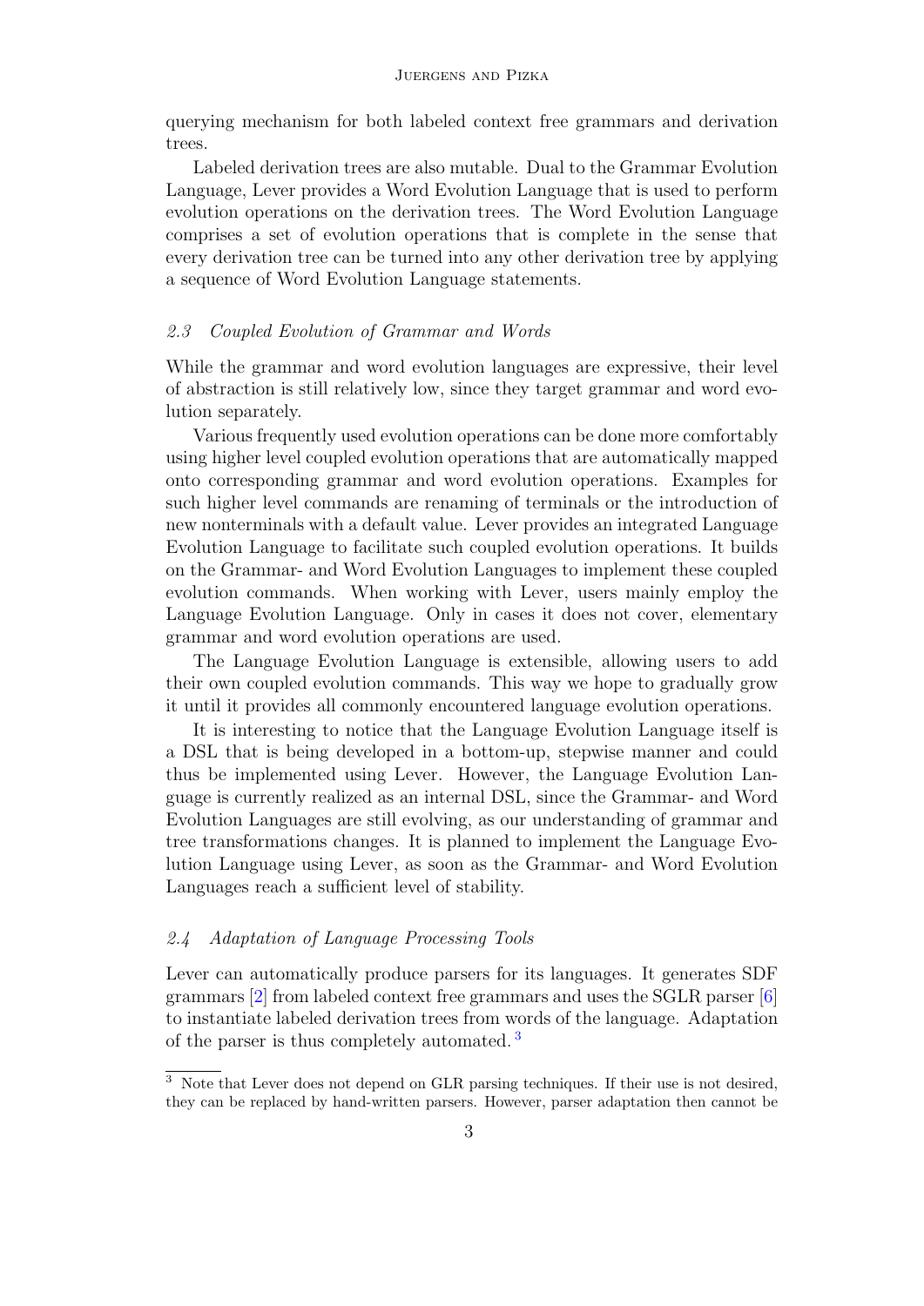querying mechanism for both labeled context free grammars and derivation trees.

Labeled derivation trees are also mutable. Dual to the Grammar Evolution Language, Lever provides a Word Evolution Language that is used to perform evolution operations on the derivation trees. The Word Evolution Language comprises a set of evolution operations that is complete in the sense that every derivation tree can be turned into any other derivation tree by applying a sequence of Word Evolution Language statements.

### *2.3 Coupled Evolution of Grammar and Words*

While the grammar and word evolution languages are expressive, their level of abstraction is still relatively low, since they target grammar and word evolution separately.

Various frequently used evolution operations can be done more comfortably using higher level coupled evolution operations that are automatically mapped onto corresponding grammar and word evolution operations. Examples for such higher level commands are renaming of terminals or the introduction of new nonterminals with a default value. Lever provides an integrated Language Evolution Language to facilitate such coupled evolution operations. It builds on the Grammar- and Word Evolution Languages to implement these coupled evolution commands. When working with Lever, users mainly employ the Language Evolution Language. Only in cases it does not cover, elementary grammar and word evolution operations are used.

The Language Evolution Language is extensible, allowing users to add their own coupled evolution commands. This way we hope to gradually grow it until it provides all commonly encountered language evolution operations.

It is interesting to notice that the Language Evolution Language itself is a DSL that is being developed in a bottom-up, stepwise manner and could thus be implemented using Lever. However, the Language Evolution Language is currently realized as an internal DSL, since the Grammar- and Word Evolution Languages are still evolving, as our understanding of grammar and tree transformations changes. It is planned to implement the Language Evolution Language using Lever, as soon as the Grammar- and Word Evolution Languages reach a sufficient level of stability.

### *2.4 Adaptation of Language Processing Tools*

Lever can automatically produce parsers for its languages. It generates SDF grammars [2] from labeled context free grammars and uses the SGLR parser [6] to instantiate labeled derivation trees from words of the language. Adaptation of the parser is thus completely automated. [3]

[3] Note that Lever does not depend on GLR parsing techniques. If their use is not desired, they can be replaced by hand-written parsers. However, parser adaptation then cannot be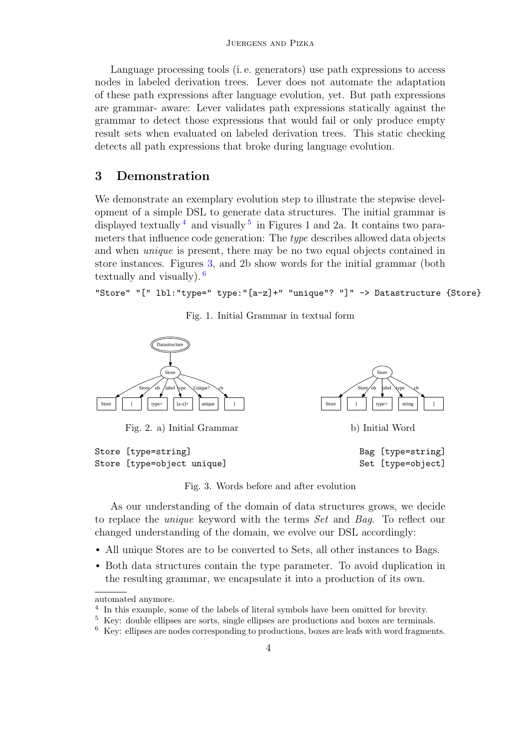Language processing tools (i. e. generators) use path expressions to access nodes in labeled derivation trees. Lever does not automate the adaptation of these path expressions after language evolution, yet. But path expressions are grammar- aware: Lever validates path expressions statically against the grammar to detect those expressions that would fail or only produce empty result sets when evaluated on labeled derivation trees. This static checking detects all path expressions that broke during language evolution.

## 3 Demonstration

We demonstrate an exemplary evolution step to illustrate the stepwise development of a simple DSL to generate data structures. The initial grammar is displayed textually [4] and visually [5] in Figures 1 and 2a. It contains two parameters that influence code generation: The *type* describes allowed data objects and when *unique* is present, there may be no two equal objects contained in store instances. Figures 3, and 2b show words for the initial grammar (both textually and visually). [6]

```
"Store" "[" lbl:"type=" type:"[a-z]+" "unique"? "]" -> Datastructure {Store}
```

Fig. 1. Initial Grammar in textual form

Fig. 2. a) Initial Grammar b) Initial Word

```
Store [type=string]                Bag [type=string]
Store [type=object unique]         Set [type=object]
```

Fig. 3. Words before and after evolution

As our understanding of the domain of data structures grows, we decide to replace the *unique* keyword with the terms *Set* and *Bag*. To reflect our changed understanding of the domain, we evolve our DSL accordingly:

- All unique Stores are to be converted to Sets, all other instances to Bags.
- Both data structures contain the type parameter. To avoid duplication in the resulting grammar, we encapsulate it into a production of its own.

automated anymore.

[4] In this example, some of the labels of literal symbols have been omitted for brevity.

[5] Key: double ellipses are sorts, single ellipses are productions and boxes are terminals.

[6] Key: ellipses are nodes corresponding to productions, boxes are leafs with word fragments.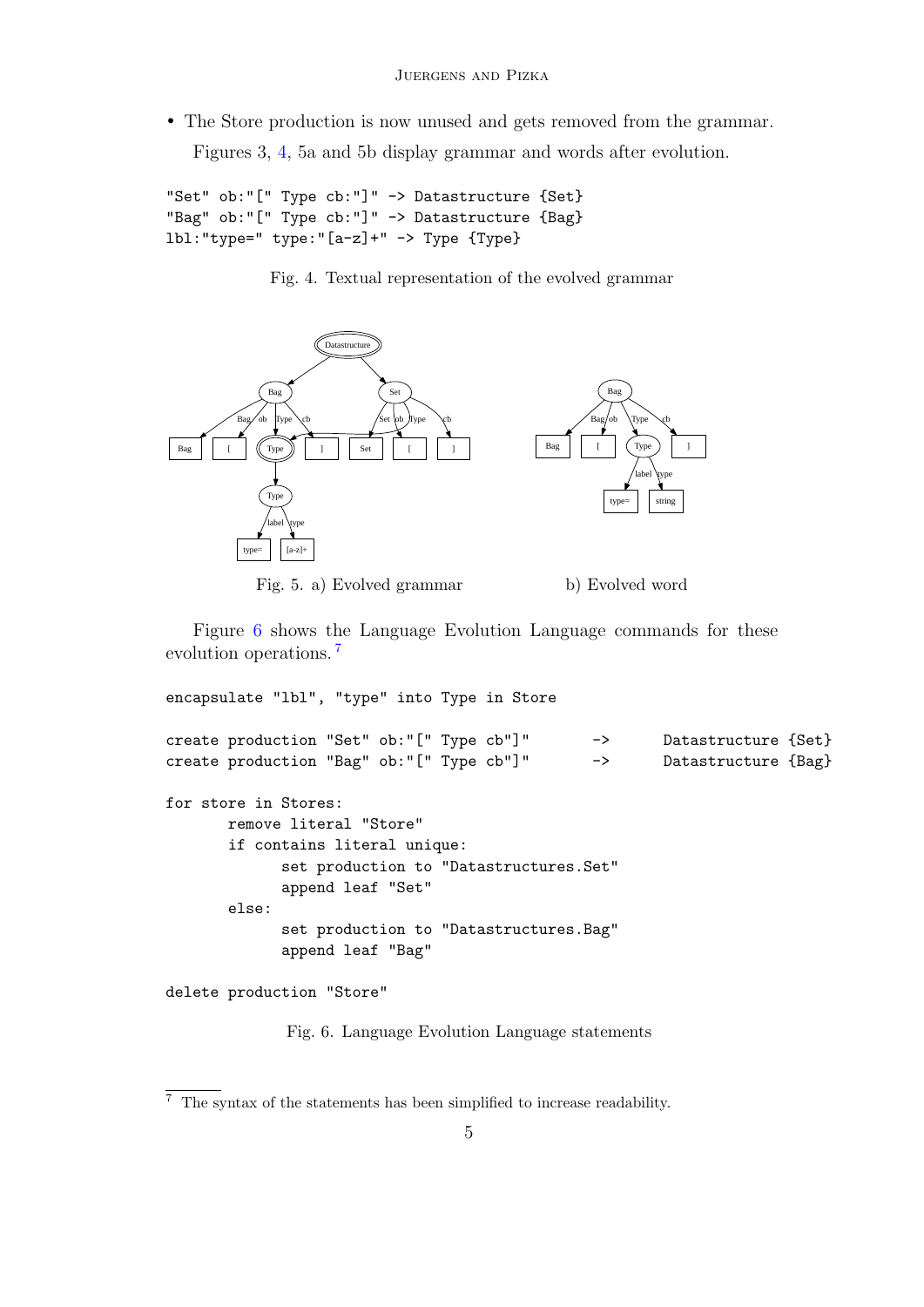- The Store production is now unused and gets removed from the grammar.

Figures 3, 4, 5a and 5b display grammar and words after evolution.

```
"Set" ob:"[" Type cb:"]" -> Datastructure {Set}
"Bag" ob:"[" Type cb:"]" -> Datastructure {Bag}
lbl:"type=" type:"[a-z]+" -> Type {Type}
```

Fig. 4. Textual representation of the evolved grammar

Fig. 5. a) Evolved grammar b) Evolved word

Figure 6 shows the Language Evolution Language commands for these evolution operations. [7]

```
encapsulate "lbl", "type" into Type in Store

create production "Set" ob:"[" Type cb"]"      ->     Datastructure {Set}
create production "Bag" ob:"[" Type cb"]"      ->     Datastructure {Bag}

for store in Stores:
       remove literal "Store"
       if contains literal unique:
             set production to "Datastructures.Set"
             append leaf "Set"
       else:
             set production to "Datastructures.Bag"
             append leaf "Bag"

delete production "Store"
```

Fig. 6. Language Evolution Language statements

[7] The syntax of the statements has been simplified to increase readability.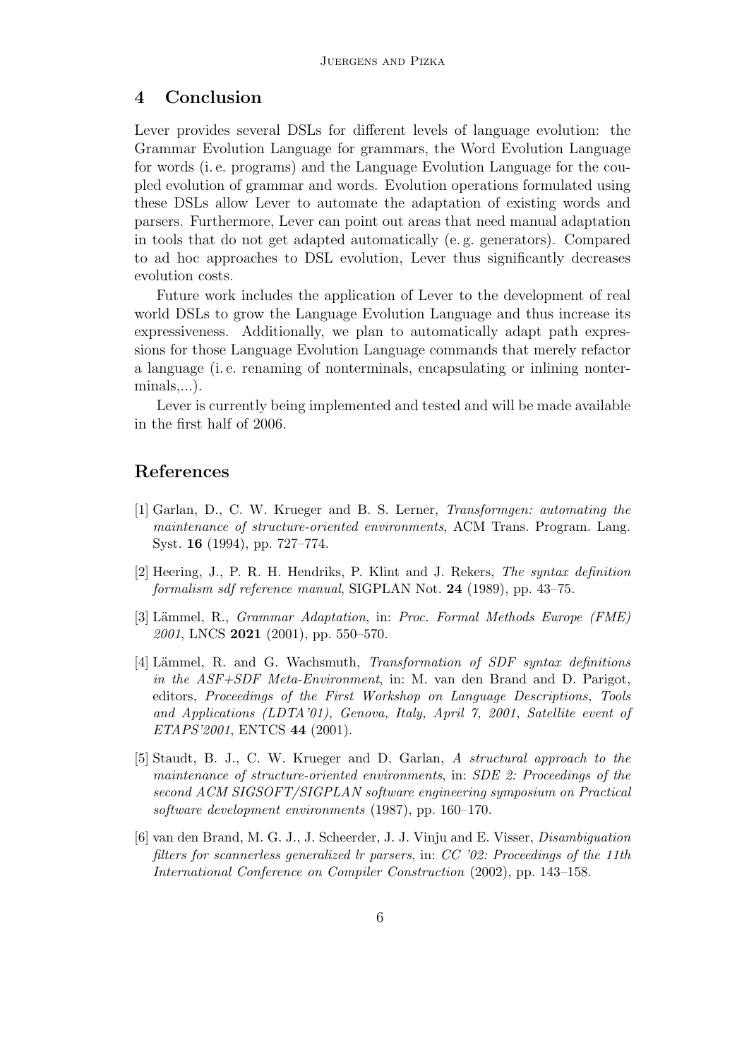## 4 Conclusion

Lever provides several DSLs for different levels of language evolution: the Grammar Evolution Language for grammars, the Word Evolution Language for words (i. e. programs) and the Language Evolution Language for the coupled evolution of grammar and words. Evolution operations formulated using these DSLs allow Lever to automate the adaptation of existing words and parsers. Furthermore, Lever can point out areas that need manual adaptation in tools that do not get adapted automatically (e. g. generators). Compared to ad hoc approaches to DSL evolution, Lever thus significantly decreases evolution costs.

Future work includes the application of Lever to the development of real world DSLs to grow the Language Evolution Language and thus increase its expressiveness. Additionally, we plan to automatically adapt path expressions for those Language Evolution Language commands that merely refactor a language (i. e. renaming of nonterminals, encapsulating or inlining nonterminals,...).

Lever is currently being implemented and tested and will be made available in the first half of 2006.

## References

[1] Garlan, D., C. W. Krueger and B. S. Lerner, *Transformgen: automating the maintenance of structure-oriented environments*, ACM Trans. Program. Lang. Syst. **16** (1994), pp. 727–774.

[2] Heering, J., P. R. H. Hendriks, P. Klint and J. Rekers, *The syntax definition formalism sdf reference manual*, SIGPLAN Not. **24** (1989), pp. 43–75.

[3] Lämmel, R., *Grammar Adaptation*, in: *Proc. Formal Methods Europe (FME) 2001*, LNCS **2021** (2001), pp. 550–570.

[4] Lämmel, R. and G. Wachsmuth, *Transformation of SDF syntax definitions in the ASF+SDF Meta-Environment*, in: M. van den Brand and D. Parigot, editors, *Proceedings of the First Workshop on Language Descriptions, Tools and Applications (LDTA'01), Genova, Italy, April 7, 2001, Satellite event of ETAPS'2001*, ENTCS **44** (2001).

[5] Staudt, B. J., C. W. Krueger and D. Garlan, *A structural approach to the maintenance of structure-oriented environments*, in: *SDE 2: Proceedings of the second ACM SIGSOFT/SIGPLAN software engineering symposium on Practical software development environments* (1987), pp. 160–170.

[6] van den Brand, M. G. J., J. Scheerder, J. J. Vinju and E. Visser, *Disambiguation filters for scannerless generalized lr parsers*, in: *CC '02: Proceedings of the 11th International Conference on Compiler Construction* (2002), pp. 143–158.